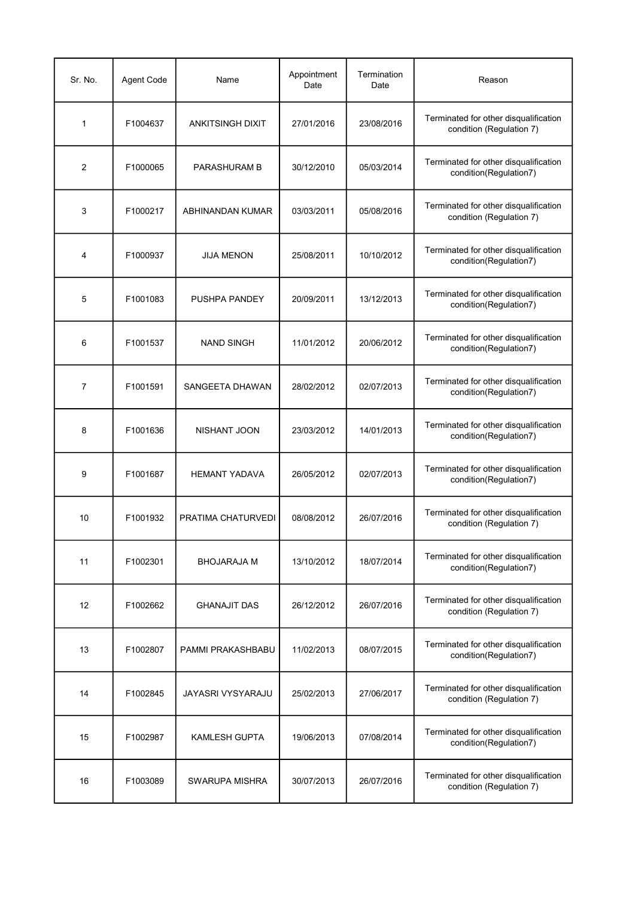| Sr. No. | Agent Code | Name | Appointment Date | Termination Date | Reason |
| --- | --- | --- | --- | --- | --- |
| 1 | F1004637 | ANKITSINGH DIXIT | 27/01/2016 | 23/08/2016 | Terminated for other disqualification condition (Regulation 7) |
| 2 | F1000065 | PARASHURAM B | 30/12/2010 | 05/03/2014 | Terminated for other disqualification condition(Regulation7) |
| 3 | F1000217 | ABHINANDAN KUMAR | 03/03/2011 | 05/08/2016 | Terminated for other disqualification condition (Regulation 7) |
| 4 | F1000937 | JIJA MENON | 25/08/2011 | 10/10/2012 | Terminated for other disqualification condition(Regulation7) |
| 5 | F1001083 | PUSHPA PANDEY | 20/09/2011 | 13/12/2013 | Terminated for other disqualification condition(Regulation7) |
| 6 | F1001537 | NAND SINGH | 11/01/2012 | 20/06/2012 | Terminated for other disqualification condition(Regulation7) |
| 7 | F1001591 | SANGEETA DHAWAN | 28/02/2012 | 02/07/2013 | Terminated for other disqualification condition(Regulation7) |
| 8 | F1001636 | NISHANT JOON | 23/03/2012 | 14/01/2013 | Terminated for other disqualification condition(Regulation7) |
| 9 | F1001687 | HEMANT YADAVA | 26/05/2012 | 02/07/2013 | Terminated for other disqualification condition(Regulation7) |
| 10 | F1001932 | PRATIMA CHATURVEDI | 08/08/2012 | 26/07/2016 | Terminated for other disqualification condition (Regulation 7) |
| 11 | F1002301 | BHOJARAJA M | 13/10/2012 | 18/07/2014 | Terminated for other disqualification condition(Regulation7) |
| 12 | F1002662 | GHANAJIT DAS | 26/12/2012 | 26/07/2016 | Terminated for other disqualification condition (Regulation 7) |
| 13 | F1002807 | PAMMI PRAKASHBABU | 11/02/2013 | 08/07/2015 | Terminated for other disqualification condition(Regulation7) |
| 14 | F1002845 | JAYASRI VYSYARAJU | 25/02/2013 | 27/06/2017 | Terminated for other disqualification condition (Regulation 7) |
| 15 | F1002987 | KAMLESH GUPTA | 19/06/2013 | 07/08/2014 | Terminated for other disqualification condition(Regulation7) |
| 16 | F1003089 | SWARUPA MISHRA | 30/07/2013 | 26/07/2016 | Terminated for other disqualification condition (Regulation 7) |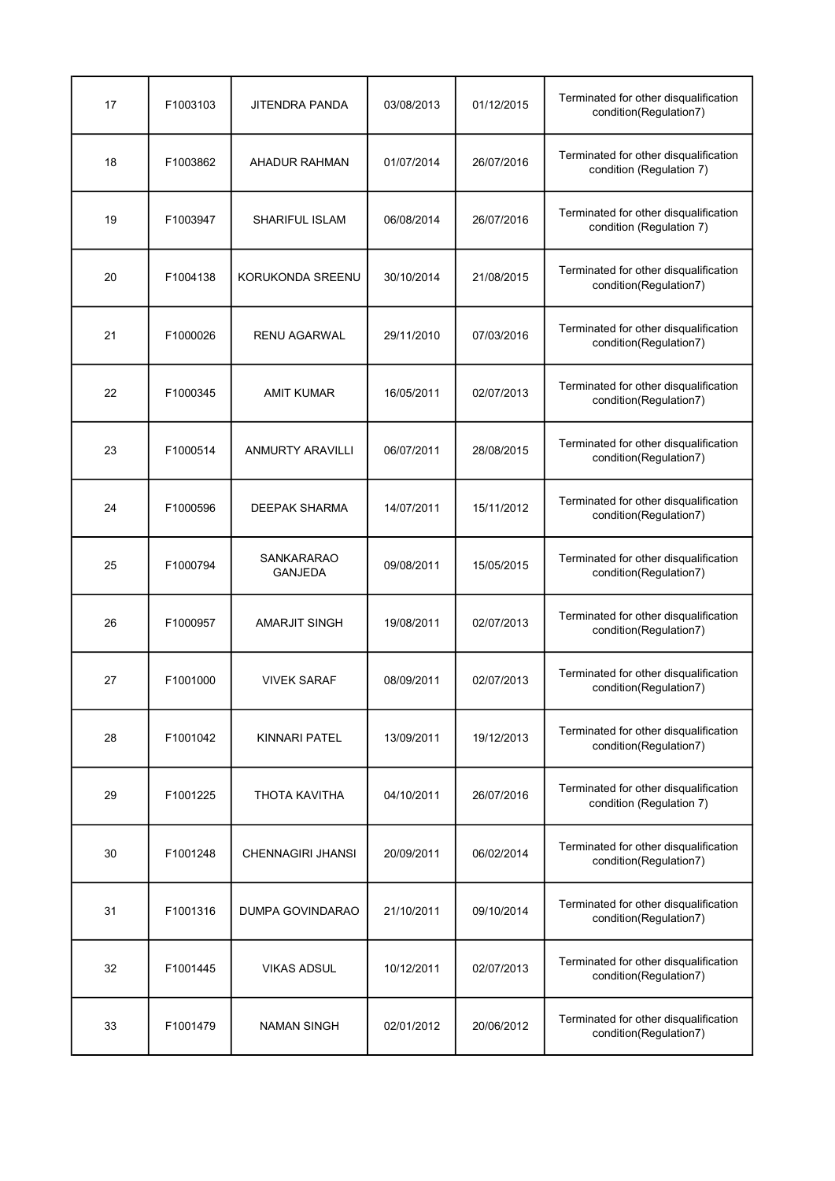| 17 | F1003103 | JITENDRA PANDA | 03/08/2013 | 01/12/2015 | Terminated for other disqualification condition(Regulation7) |
|---|---|---|---|---|---|
| 18 | F1003862 | AHADUR RAHMAN | 01/07/2014 | 26/07/2016 | Terminated for other disqualification condition (Regulation 7) |
| 19 | F1003947 | SHARIFUL ISLAM | 06/08/2014 | 26/07/2016 | Terminated for other disqualification condition (Regulation 7) |
| 20 | F1004138 | KORUKONDA SREENU | 30/10/2014 | 21/08/2015 | Terminated for other disqualification condition(Regulation7) |
| 21 | F1000026 | RENU AGARWAL | 29/11/2010 | 07/03/2016 | Terminated for other disqualification condition(Regulation7) |
| 22 | F1000345 | AMIT KUMAR | 16/05/2011 | 02/07/2013 | Terminated for other disqualification condition(Regulation7) |
| 23 | F1000514 | ANMURTY ARAVILLI | 06/07/2011 | 28/08/2015 | Terminated for other disqualification condition(Regulation7) |
| 24 | F1000596 | DEEPAK SHARMA | 14/07/2011 | 15/11/2012 | Terminated for other disqualification condition(Regulation7) |
| 25 | F1000794 | SANKARARAO GANJEDA | 09/08/2011 | 15/05/2015 | Terminated for other disqualification condition(Regulation7) |
| 26 | F1000957 | AMARJIT SINGH | 19/08/2011 | 02/07/2013 | Terminated for other disqualification condition(Regulation7) |
| 27 | F1001000 | VIVEK SARAF | 08/09/2011 | 02/07/2013 | Terminated for other disqualification condition(Regulation7) |
| 28 | F1001042 | KINNARI PATEL | 13/09/2011 | 19/12/2013 | Terminated for other disqualification condition(Regulation7) |
| 29 | F1001225 | THOTA KAVITHA | 04/10/2011 | 26/07/2016 | Terminated for other disqualification condition (Regulation 7) |
| 30 | F1001248 | CHENNAGIRI JHANSI | 20/09/2011 | 06/02/2014 | Terminated for other disqualification condition(Regulation7) |
| 31 | F1001316 | DUMPA GOVINDARAO | 21/10/2011 | 09/10/2014 | Terminated for other disqualification condition(Regulation7) |
| 32 | F1001445 | VIKAS ADSUL | 10/12/2011 | 02/07/2013 | Terminated for other disqualification condition(Regulation7) |
| 33 | F1001479 | NAMAN SINGH | 02/01/2012 | 20/06/2012 | Terminated for other disqualification condition(Regulation7) |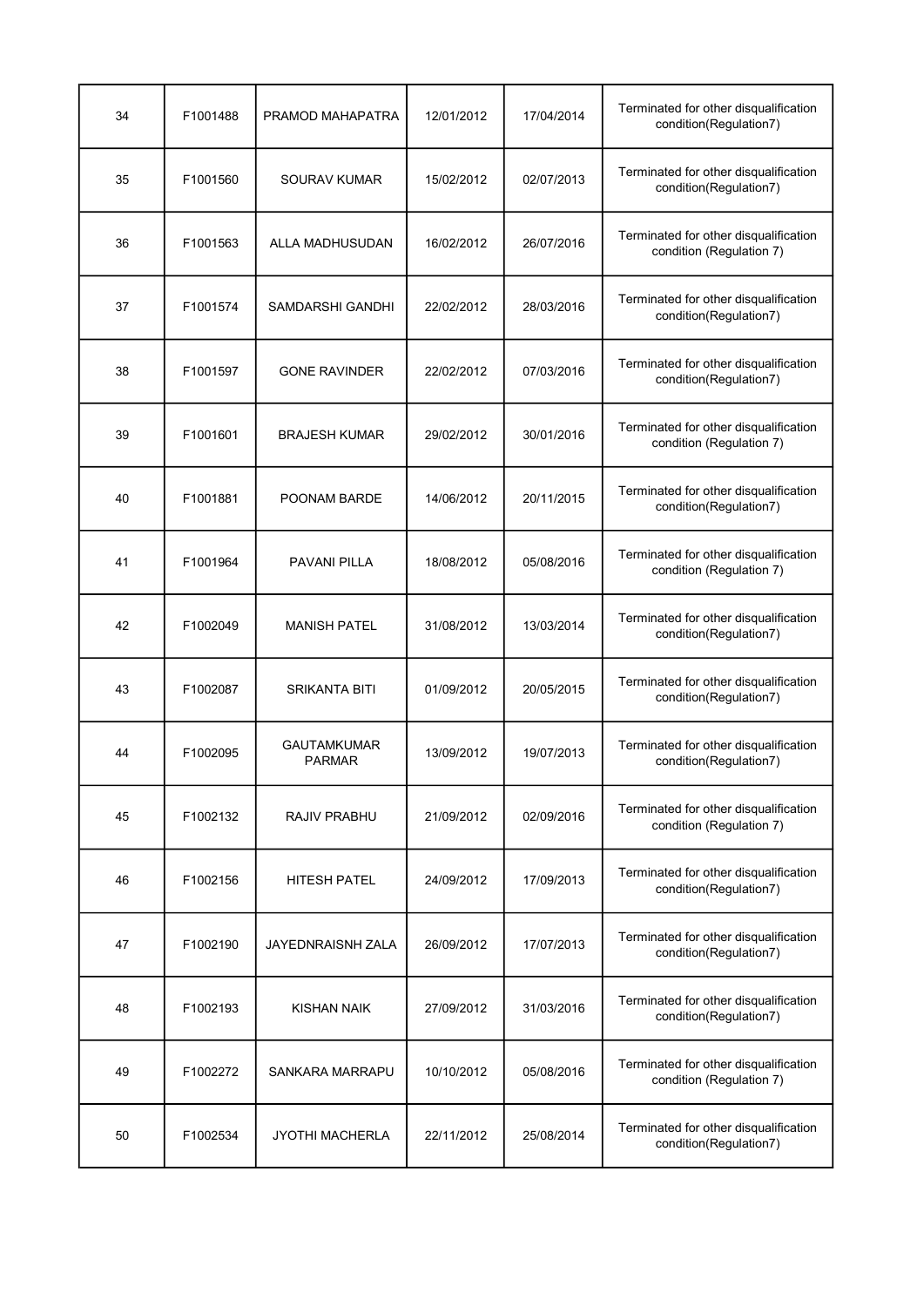| 34 | F1001488 | PRAMOD MAHAPATRA | 12/01/2012 | 17/04/2014 | Terminated for other disqualification condition(Regulation7) |
|---|---|---|---|---|---|
| 35 | F1001560 | SOURAV KUMAR | 15/02/2012 | 02/07/2013 | Terminated for other disqualification condition(Regulation7) |
| 36 | F1001563 | ALLA MADHUSUDAN | 16/02/2012 | 26/07/2016 | Terminated for other disqualification condition (Regulation 7) |
| 37 | F1001574 | SAMDARSHI GANDHI | 22/02/2012 | 28/03/2016 | Terminated for other disqualification condition(Regulation7) |
| 38 | F1001597 | GONE RAVINDER | 22/02/2012 | 07/03/2016 | Terminated for other disqualification condition(Regulation7) |
| 39 | F1001601 | BRAJESH KUMAR | 29/02/2012 | 30/01/2016 | Terminated for other disqualification condition (Regulation 7) |
| 40 | F1001881 | POONAM BARDE | 14/06/2012 | 20/11/2015 | Terminated for other disqualification condition(Regulation7) |
| 41 | F1001964 | PAVANI PILLA | 18/08/2012 | 05/08/2016 | Terminated for other disqualification condition (Regulation 7) |
| 42 | F1002049 | MANISH PATEL | 31/08/2012 | 13/03/2014 | Terminated for other disqualification condition(Regulation7) |
| 43 | F1002087 | SRIKANTA BITI | 01/09/2012 | 20/05/2015 | Terminated for other disqualification condition(Regulation7) |
| 44 | F1002095 | GAUTAMKUMAR PARMAR | 13/09/2012 | 19/07/2013 | Terminated for other disqualification condition(Regulation7) |
| 45 | F1002132 | RAJIV PRABHU | 21/09/2012 | 02/09/2016 | Terminated for other disqualification condition (Regulation 7) |
| 46 | F1002156 | HITESH PATEL | 24/09/2012 | 17/09/2013 | Terminated for other disqualification condition(Regulation7) |
| 47 | F1002190 | JAYEDNRAISNH ZALA | 26/09/2012 | 17/07/2013 | Terminated for other disqualification condition(Regulation7) |
| 48 | F1002193 | KISHAN NAIK | 27/09/2012 | 31/03/2016 | Terminated for other disqualification condition(Regulation7) |
| 49 | F1002272 | SANKARA MARRAPU | 10/10/2012 | 05/08/2016 | Terminated for other disqualification condition (Regulation 7) |
| 50 | F1002534 | JYOTHI MACHERLA | 22/11/2012 | 25/08/2014 | Terminated for other disqualification condition(Regulation7) |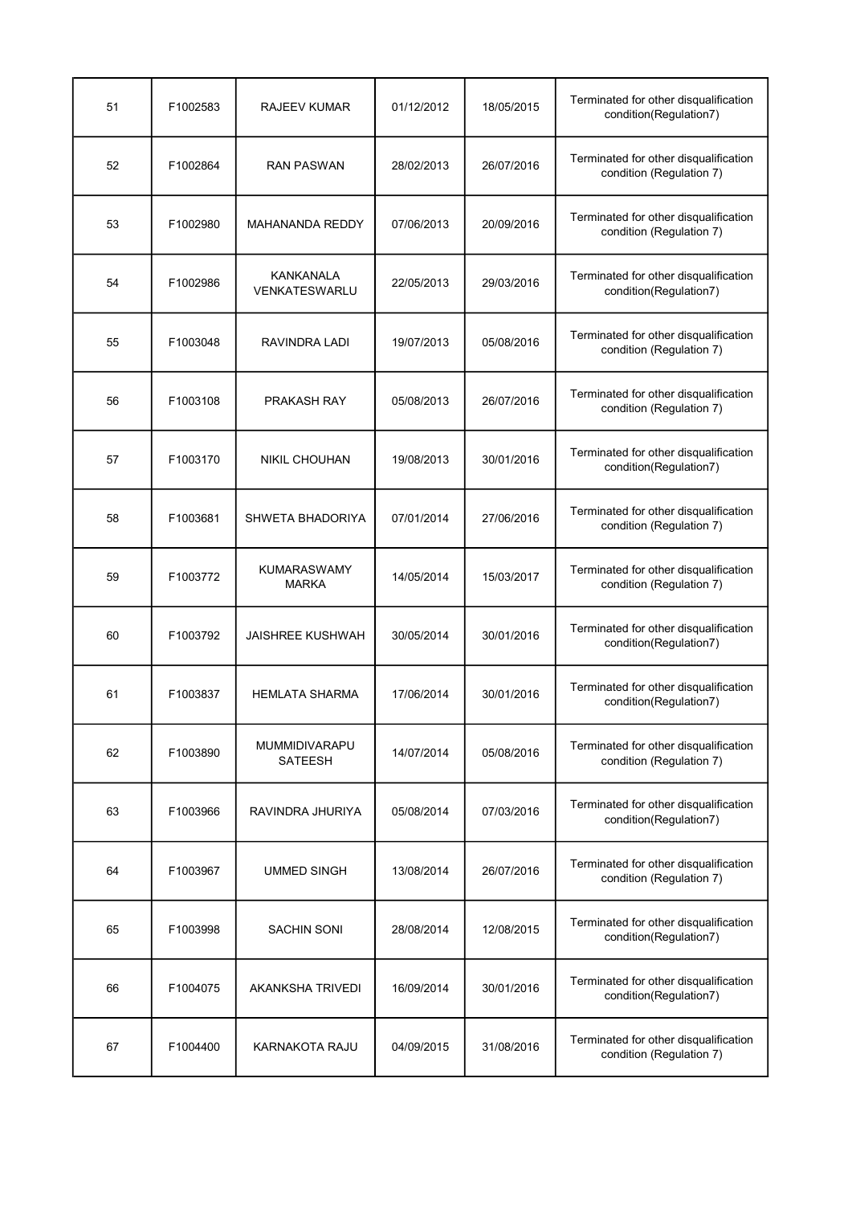| 51 | F1002583 | RAJEEV KUMAR | 01/12/2012 | 18/05/2015 | Terminated for other disqualification condition(Regulation7) |
|---|---|---|---|---|---|
| 52 | F1002864 | RAN PASWAN | 28/02/2013 | 26/07/2016 | Terminated for other disqualification condition (Regulation 7) |
| 53 | F1002980 | MAHANANDA REDDY | 07/06/2013 | 20/09/2016 | Terminated for other disqualification condition (Regulation 7) |
| 54 | F1002986 | KANKANALA VENKATESWARLU | 22/05/2013 | 29/03/2016 | Terminated for other disqualification condition(Regulation7) |
| 55 | F1003048 | RAVINDRA LADI | 19/07/2013 | 05/08/2016 | Terminated for other disqualification condition (Regulation 7) |
| 56 | F1003108 | PRAKASH RAY | 05/08/2013 | 26/07/2016 | Terminated for other disqualification condition (Regulation 7) |
| 57 | F1003170 | NIKIL CHOUHAN | 19/08/2013 | 30/01/2016 | Terminated for other disqualification condition(Regulation7) |
| 58 | F1003681 | SHWETA BHADORIYA | 07/01/2014 | 27/06/2016 | Terminated for other disqualification condition (Regulation 7) |
| 59 | F1003772 | KUMARASWAMY MARKA | 14/05/2014 | 15/03/2017 | Terminated for other disqualification condition (Regulation 7) |
| 60 | F1003792 | JAISHREE KUSHWAH | 30/05/2014 | 30/01/2016 | Terminated for other disqualification condition(Regulation7) |
| 61 | F1003837 | HEMLATA SHARMA | 17/06/2014 | 30/01/2016 | Terminated for other disqualification condition(Regulation7) |
| 62 | F1003890 | MUMMIDIVARAPU SATEESH | 14/07/2014 | 05/08/2016 | Terminated for other disqualification condition (Regulation 7) |
| 63 | F1003966 | RAVINDRA JHURIYA | 05/08/2014 | 07/03/2016 | Terminated for other disqualification condition(Regulation7) |
| 64 | F1003967 | UMMED SINGH | 13/08/2014 | 26/07/2016 | Terminated for other disqualification condition (Regulation 7) |
| 65 | F1003998 | SACHIN SONI | 28/08/2014 | 12/08/2015 | Terminated for other disqualification condition(Regulation7) |
| 66 | F1004075 | AKANKSHA TRIVEDI | 16/09/2014 | 30/01/2016 | Terminated for other disqualification condition(Regulation7) |
| 67 | F1004400 | KARNAKOTA RAJU | 04/09/2015 | 31/08/2016 | Terminated for other disqualification condition (Regulation 7) |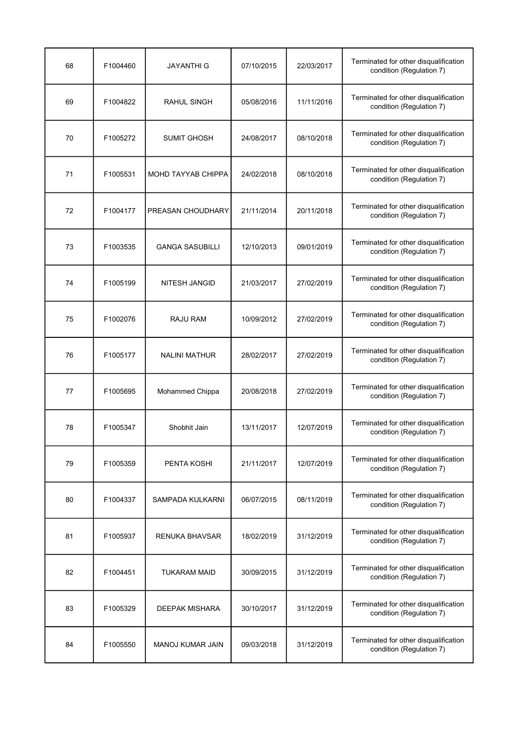| | | | | | |
|---|---|---|---|---|---|
| 68 | F1004460 | JAYANTHI G | 07/10/2015 | 22/03/2017 | Terminated for other disqualification condition (Regulation 7) |
| 69 | F1004822 | RAHUL SINGH | 05/08/2016 | 11/11/2016 | Terminated for other disqualification condition (Regulation 7) |
| 70 | F1005272 | SUMIT GHOSH | 24/08/2017 | 08/10/2018 | Terminated for other disqualification condition (Regulation 7) |
| 71 | F1005531 | MOHD TAYYAB CHIPPA | 24/02/2018 | 08/10/2018 | Terminated for other disqualification condition (Regulation 7) |
| 72 | F1004177 | PREASAN CHOUDHARY | 21/11/2014 | 20/11/2018 | Terminated for other disqualification condition (Regulation 7) |
| 73 | F1003535 | GANGA SASUBILLI | 12/10/2013 | 09/01/2019 | Terminated for other disqualification condition (Regulation 7) |
| 74 | F1005199 | NITESH JANGID | 21/03/2017 | 27/02/2019 | Terminated for other disqualification condition (Regulation 7) |
| 75 | F1002076 | RAJU RAM | 10/09/2012 | 27/02/2019 | Terminated for other disqualification condition (Regulation 7) |
| 76 | F1005177 | NALINI MATHUR | 28/02/2017 | 27/02/2019 | Terminated for other disqualification condition (Regulation 7) |
| 77 | F1005695 | Mohammed Chippa | 20/08/2018 | 27/02/2019 | Terminated for other disqualification condition (Regulation 7) |
| 78 | F1005347 | Shobhit Jain | 13/11/2017 | 12/07/2019 | Terminated for other disqualification condition (Regulation 7) |
| 79 | F1005359 | PENTA KOSHI | 21/11/2017 | 12/07/2019 | Terminated for other disqualification condition (Regulation 7) |
| 80 | F1004337 | SAMPADA KULKARNI | 06/07/2015 | 08/11/2019 | Terminated for other disqualification condition (Regulation 7) |
| 81 | F1005937 | RENUKA BHAVSAR | 18/02/2019 | 31/12/2019 | Terminated for other disqualification condition (Regulation 7) |
| 82 | F1004451 | TUKARAM MAID | 30/09/2015 | 31/12/2019 | Terminated for other disqualification condition (Regulation 7) |
| 83 | F1005329 | DEEPAK MISHARA | 30/10/2017 | 31/12/2019 | Terminated for other disqualification condition (Regulation 7) |
| 84 | F1005550 | MANOJ KUMAR JAIN | 09/03/2018 | 31/12/2019 | Terminated for other disqualification condition (Regulation 7) |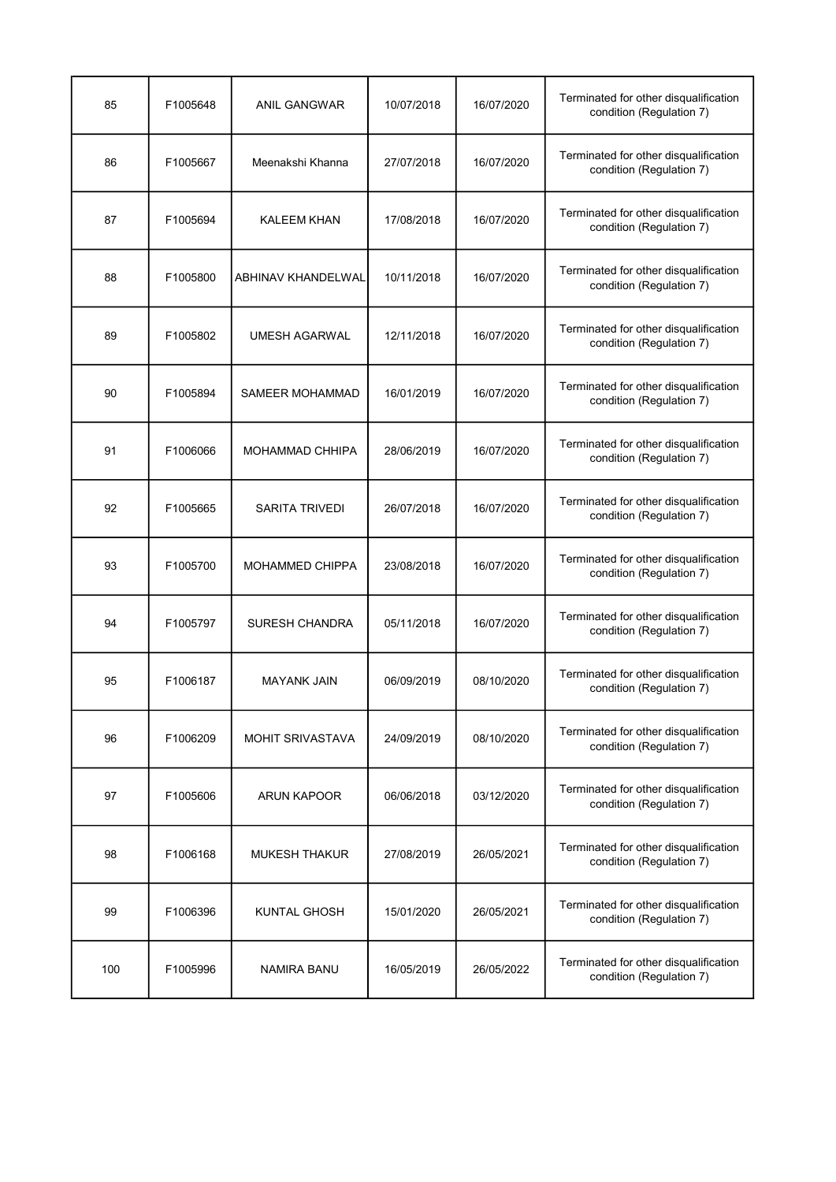| | | | | | |
|---|---|---|---|---|---|
| 85 | F1005648 | ANIL GANGWAR | 10/07/2018 | 16/07/2020 | Terminated for other disqualification condition (Regulation 7) |
| 86 | F1005667 | Meenakshi Khanna | 27/07/2018 | 16/07/2020 | Terminated for other disqualification condition (Regulation 7) |
| 87 | F1005694 | KALEEM KHAN | 17/08/2018 | 16/07/2020 | Terminated for other disqualification condition (Regulation 7) |
| 88 | F1005800 | ABHINAV KHANDELWAL | 10/11/2018 | 16/07/2020 | Terminated for other disqualification condition (Regulation 7) |
| 89 | F1005802 | UMESH AGARWAL | 12/11/2018 | 16/07/2020 | Terminated for other disqualification condition (Regulation 7) |
| 90 | F1005894 | SAMEER MOHAMMAD | 16/01/2019 | 16/07/2020 | Terminated for other disqualification condition (Regulation 7) |
| 91 | F1006066 | MOHAMMAD CHHIPA | 28/06/2019 | 16/07/2020 | Terminated for other disqualification condition (Regulation 7) |
| 92 | F1005665 | SARITA TRIVEDI | 26/07/2018 | 16/07/2020 | Terminated for other disqualification condition (Regulation 7) |
| 93 | F1005700 | MOHAMMED CHIPPA | 23/08/2018 | 16/07/2020 | Terminated for other disqualification condition (Regulation 7) |
| 94 | F1005797 | SURESH CHANDRA | 05/11/2018 | 16/07/2020 | Terminated for other disqualification condition (Regulation 7) |
| 95 | F1006187 | MAYANK JAIN | 06/09/2019 | 08/10/2020 | Terminated for other disqualification condition (Regulation 7) |
| 96 | F1006209 | MOHIT SRIVASTAVA | 24/09/2019 | 08/10/2020 | Terminated for other disqualification condition (Regulation 7) |
| 97 | F1005606 | ARUN KAPOOR | 06/06/2018 | 03/12/2020 | Terminated for other disqualification condition (Regulation 7) |
| 98 | F1006168 | MUKESH THAKUR | 27/08/2019 | 26/05/2021 | Terminated for other disqualification condition (Regulation 7) |
| 99 | F1006396 | KUNTAL GHOSH | 15/01/2020 | 26/05/2021 | Terminated for other disqualification condition (Regulation 7) |
| 100 | F1005996 | NAMIRA BANU | 16/05/2019 | 26/05/2022 | Terminated for other disqualification condition (Regulation 7) |